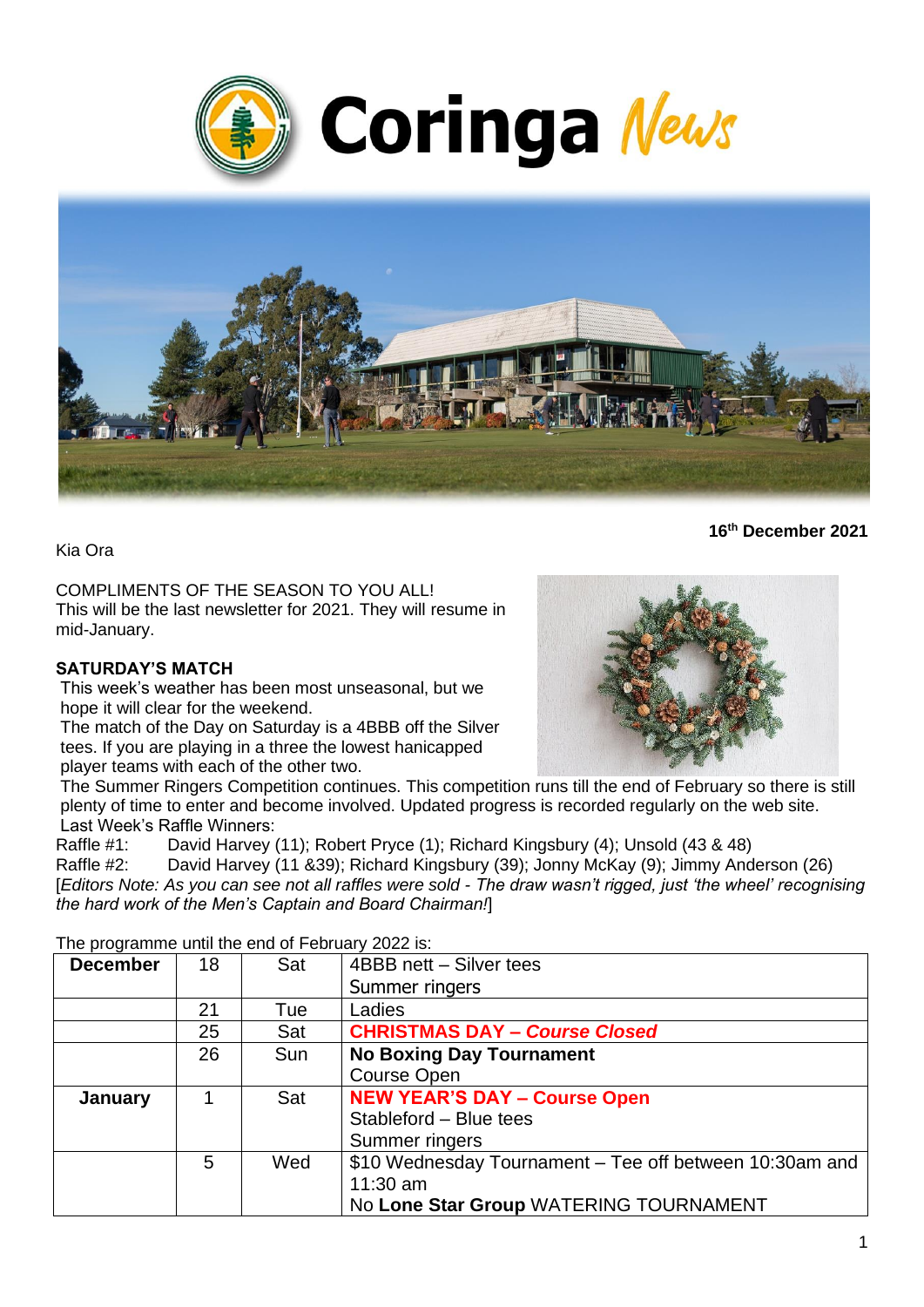# Coringa News

**16th December 2021**

Kia Ora

COMPLIMENTS OF THE SEASON TO YOU ALL!
This will be the last newsletter for 2021. They will resume in mid-January.

### SATURDAY'S MATCH

This week's weather has been most unseasonal, but we hope it will clear for the weekend.
The match of the Day on Saturday is a 4BBB off the Silver tees. If you are playing in a three the lowest hanicapped player teams with each of the other two.
The Summer Ringers Competition continues. This competition runs till the end of February so there is still plenty of time to enter and become involved. Updated progress is recorded regularly on the web site.
Last Week's Raffle Winners:
Raffle #1: David Harvey (11); Robert Pryce (1); Richard Kingsbury (4); Unsold (43 & 48)
Raffle #2: David Harvey (11 &39); Richard Kingsbury (39); Jonny McKay (9); Jimmy Anderson (26)
[*Editors Note: As you can see not all raffles were sold - The draw wasn't rigged, just 'the wheel' recognising the hard work of the Men's Captain and Board Chairman!*]

The programme until the end of February 2022 is:

| | | | |
|---|---|---|---|
| **December** | 18 | Sat | 4BBB nett – Silver tees<br>Summer ringers |
| | 21 | Tue | Ladies |
| | 25 | Sat | **CHRISTMAS DAY – *Course Closed*** |
| | 26 | Sun | **No Boxing Day Tournament**<br>Course Open |
| **January** | 1 | Sat | **NEW YEAR'S DAY – Course Open**<br>Stableford – Blue tees<br>Summer ringers |
| | 5 | Wed | $10 Wednesday Tournament – Tee off between 10:30am and 11:30 am<br>No **Lone Star Group** WATERING TOURNAMENT |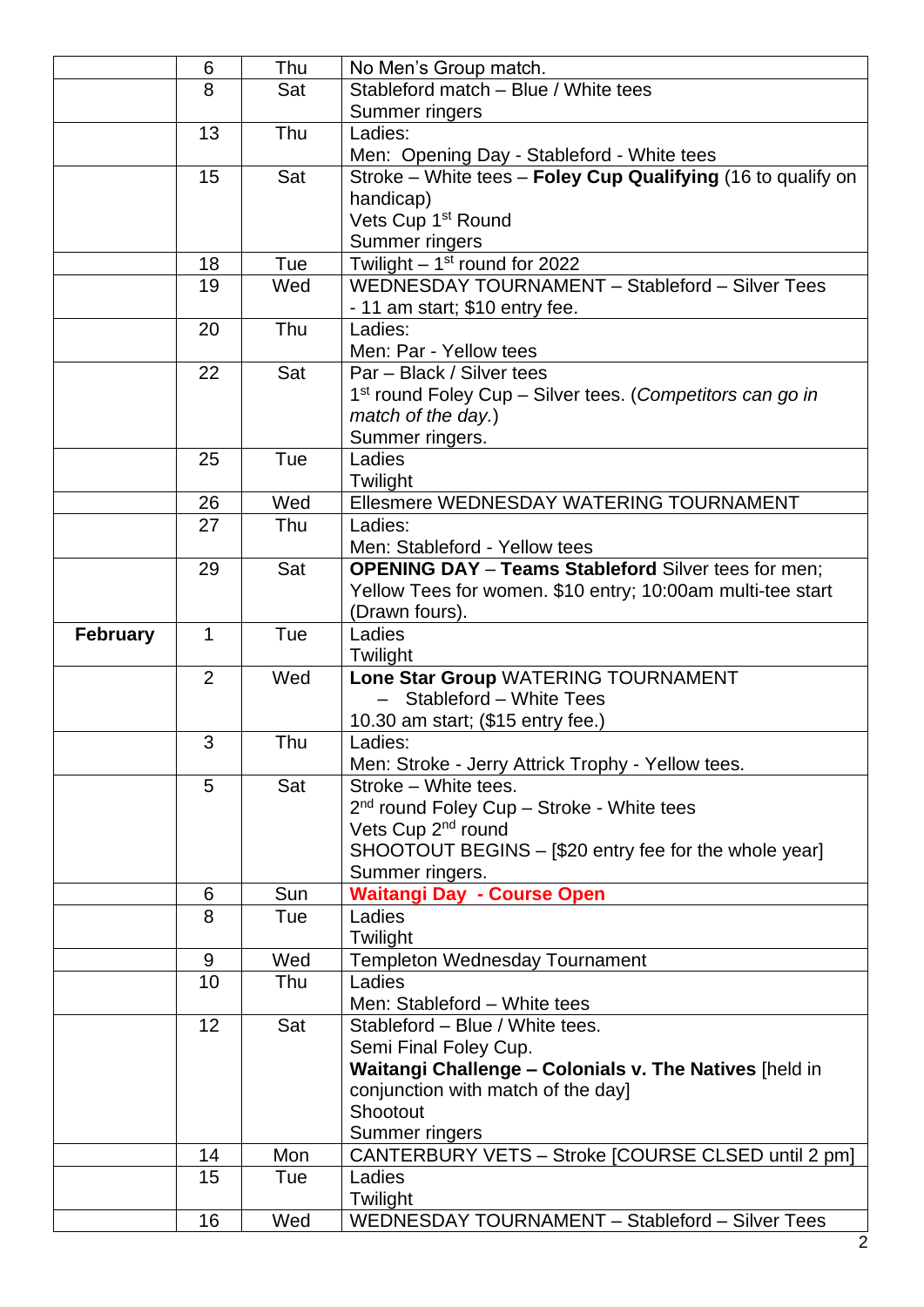| | | | |
|---|---|---|---|
| | 6 | Thu | No Men's Group match. |
| | 8 | Sat | Stableford match – Blue / White tees<br>Summer ringers |
| | 13 | Thu | Ladies:<br>Men: Opening Day - Stableford - White tees |
| | 15 | Sat | Stroke – White tees – **Foley Cup Qualifying** (16 to qualify on handicap)<br>Vets Cup 1st Round<br>Summer ringers |
| | 18 | Tue | Twilight – 1st round for 2022 |
| | 19 | Wed | WEDNESDAY TOURNAMENT – Stableford – Silver Tees - 11 am start; $10 entry fee. |
| | 20 | Thu | Ladies:<br>Men: Par - Yellow tees |
| | 22 | Sat | Par – Black / Silver tees<br>1st round Foley Cup – Silver tees. (*Competitors can go in match of the day.*)<br>Summer ringers. |
| | 25 | Tue | Ladies<br>Twilight |
| | 26 | Wed | Ellesmere WEDNESDAY WATERING TOURNAMENT |
| | 27 | Thu | Ladies:<br>Men: Stableford - Yellow tees |
| | 29 | Sat | **OPENING DAY** – **Teams Stableford** Silver tees for men; Yellow Tees for women. $10 entry; 10:00am multi-tee start (Drawn fours). |
| **February** | 1 | Tue | Ladies<br>Twilight |
| | 2 | Wed | **Lone Star Group** WATERING TOURNAMENT<br>– Stableford – White Tees<br>10.30 am start; ($15 entry fee.) |
| | 3 | Thu | Ladies:<br>Men: Stroke - Jerry Attrick Trophy - Yellow tees. |
| | 5 | Sat | Stroke – White tees.<br>2nd round Foley Cup – Stroke - White tees<br>Vets Cup 2nd round<br>SHOOTOUT BEGINS – [$20 entry fee for the whole year]<br>Summer ringers. |
| | 6 | Sun | **Waitangi Day - Course Open** |
| | 8 | Tue | Ladies<br>Twilight |
| | 9 | Wed | Templeton Wednesday Tournament |
| | 10 | Thu | Ladies<br>Men: Stableford – White tees |
| | 12 | Sat | Stableford – Blue / White tees.<br>Semi Final Foley Cup.<br>**Waitangi Challenge – Colonials v. The Natives** [held in conjunction with match of the day]<br>Shootout<br>Summer ringers |
| | 14 | Mon | CANTERBURY VETS – Stroke [COURSE CLSED until 2 pm] |
| | 15 | Tue | Ladies<br>Twilight |
| | 16 | Wed | WEDNESDAY TOURNAMENT – Stableford – Silver Tees |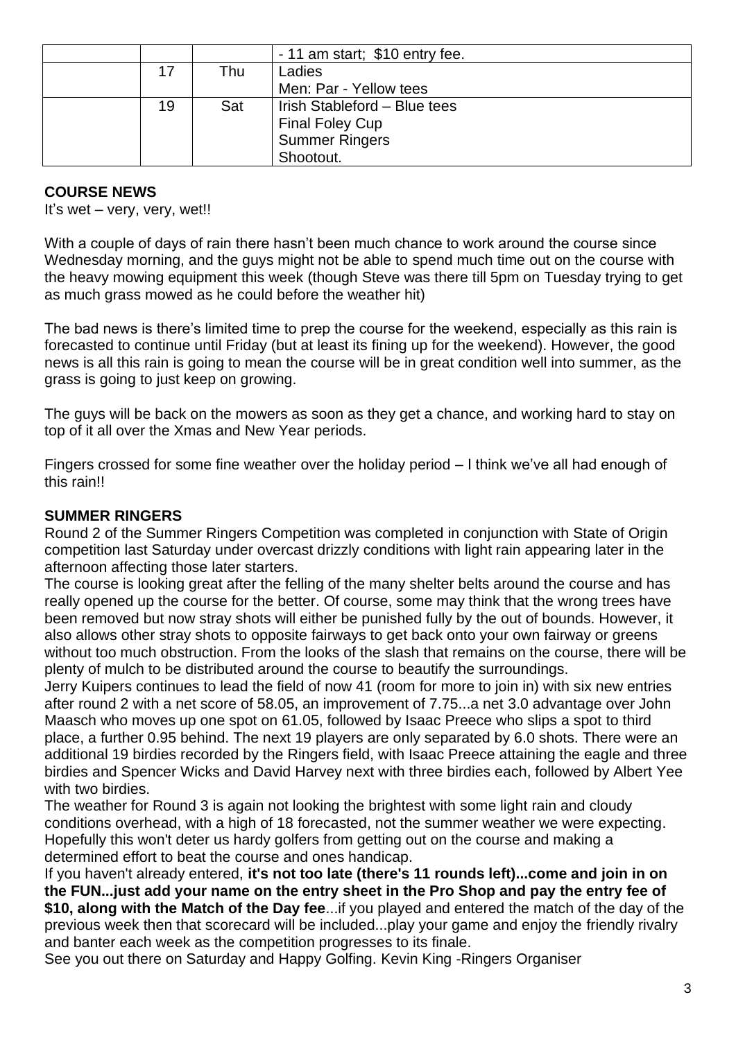|  |  |  |  |
|---|---|---|---|
|  |  |  | - 11 am start;  $10 entry fee. |
|  | 17 | Thu | Ladies<br>Men: Par - Yellow tees |
|  | 19 | Sat | Irish Stableford – Blue tees<br>Final Foley Cup<br>Summer Ringers<br>Shootout. |

**COURSE NEWS**

It's wet – very, very, wet!!

With a couple of days of rain there hasn't been much chance to work around the course since Wednesday morning, and the guys might not be able to spend much time out on the course with the heavy mowing equipment this week (though Steve was there till 5pm on Tuesday trying to get as much grass mowed as he could before the weather hit)

The bad news is there's limited time to prep the course for the weekend, especially as this rain is forecasted to continue until Friday (but at least its fining up for the weekend). However, the good news is all this rain is going to mean the course will be in great condition well into summer, as the grass is going to just keep on growing.

The guys will be back on the mowers as soon as they get a chance, and working hard to stay on top of it all over the Xmas and New Year periods.

Fingers crossed for some fine weather over the holiday period – I think we've all had enough of this rain!!

**SUMMER RINGERS**

Round 2 of the Summer Ringers Competition was completed in conjunction with State of Origin competition last Saturday under overcast drizzly conditions with light rain appearing later in the afternoon affecting those later starters.

The course is looking great after the felling of the many shelter belts around the course and has really opened up the course for the better. Of course, some may think that the wrong trees have been removed but now stray shots will either be punished fully by the out of bounds. However, it also allows other stray shots to opposite fairways to get back onto your own fairway or greens without too much obstruction. From the looks of the slash that remains on the course, there will be plenty of mulch to be distributed around the course to beautify the surroundings.

Jerry Kuipers continues to lead the field of now 41 (room for more to join in) with six new entries after round 2 with a net score of 58.05, an improvement of 7.75...a net 3.0 advantage over John Maasch who moves up one spot on 61.05, followed by Isaac Preece who slips a spot to third place, a further 0.95 behind. The next 19 players are only separated by 6.0 shots. There were an additional 19 birdies recorded by the Ringers field, with Isaac Preece attaining the eagle and three birdies and Spencer Wicks and David Harvey next with three birdies each, followed by Albert Yee with two birdies.

The weather for Round 3 is again not looking the brightest with some light rain and cloudy conditions overhead, with a high of 18 forecasted, not the summer weather we were expecting. Hopefully this won't deter us hardy golfers from getting out on the course and making a determined effort to beat the course and ones handicap.

If you haven't already entered, **it's not too late (there's 11 rounds left)...come and join in on the FUN...just add your name on the entry sheet in the Pro Shop and pay the entry fee of $10, along with the Match of the Day fee**...if you played and entered the match of the day of the previous week then that scorecard will be included...play your game and enjoy the friendly rivalry and banter each week as the competition progresses to its finale.

See you out there on Saturday and Happy Golfing. Kevin King -Ringers Organiser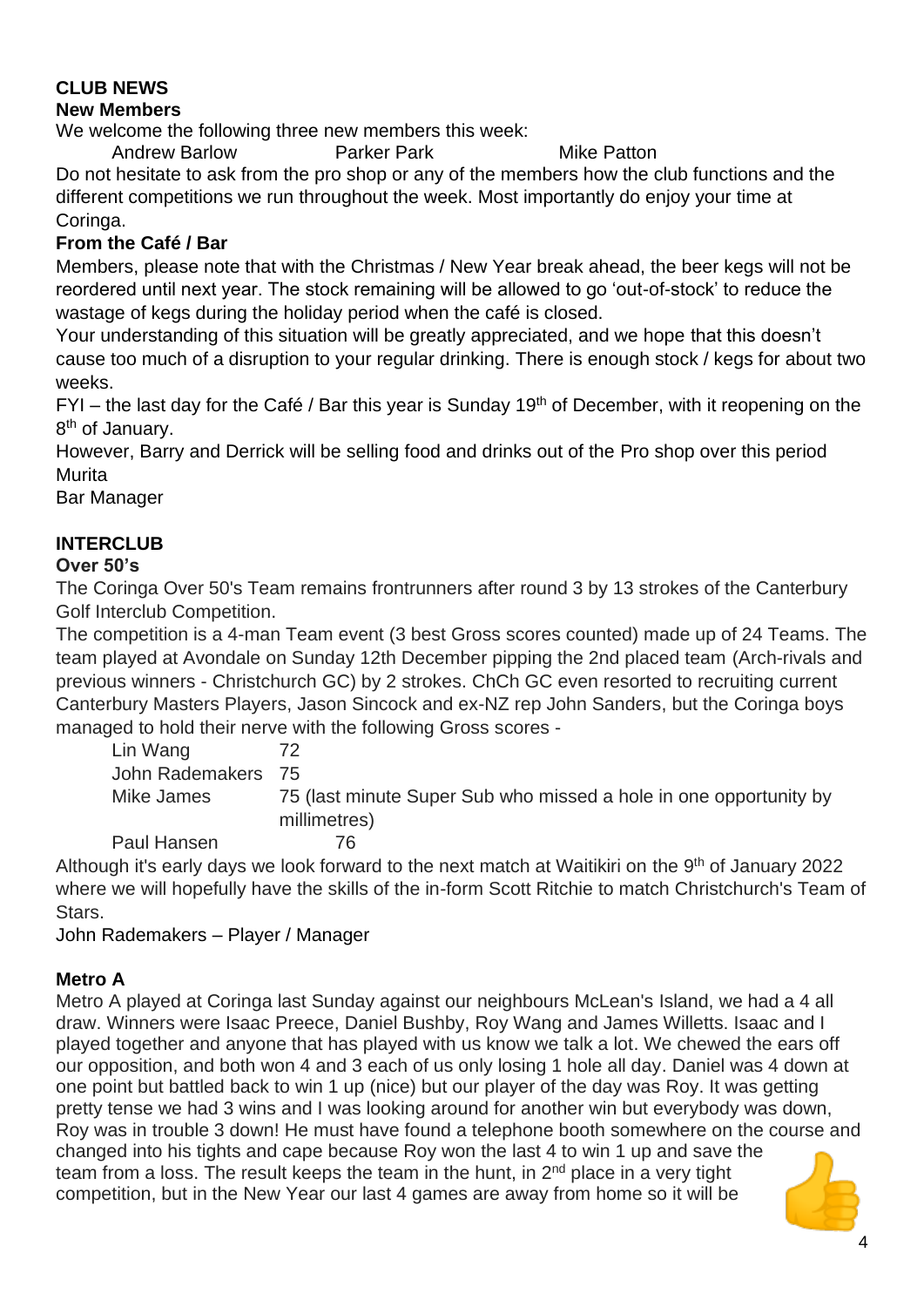# CLUB NEWS

## New Members

We welcome the following three new members this week:

Andrew Barlow Parker Park Mike Patton

Do not hesitate to ask from the pro shop or any of the members how the club functions and the different competitions we run throughout the week. Most importantly do enjoy your time at Coringa.

## From the Café / Bar

Members, please note that with the Christmas / New Year break ahead, the beer kegs will not be reordered until next year. The stock remaining will be allowed to go 'out-of-stock' to reduce the wastage of kegs during the holiday period when the café is closed.

Your understanding of this situation will be greatly appreciated, and we hope that this doesn't cause too much of a disruption to your regular drinking. There is enough stock / kegs for about two weeks.

FYI – the last day for the Café / Bar this year is Sunday 19th of December, with it reopening on the 8th of January.

However, Barry and Derrick will be selling food and drinks out of the Pro shop over this period

Murita

Bar Manager

# INTERCLUB

## Over 50's

The Coringa Over 50's Team remains frontrunners after round 3 by 13 strokes of the Canterbury Golf Interclub Competition.

The competition is a 4-man Team event (3 best Gross scores counted) made up of 24 Teams. The team played at Avondale on Sunday 12th December pipping the 2nd placed team (Arch-rivals and previous winners - Christchurch GC) by 2 strokes. ChCh GC even resorted to recruiting current Canterbury Masters Players, Jason Sincock and ex-NZ rep John Sanders, but the Coringa boys managed to hold their nerve with the following Gross scores -

| | |
|---|---|
| Lin Wang | 72 |
| John Rademakers | 75 |
| Mike James | 75 (last minute Super Sub who missed a hole in one opportunity by millimetres) |
| Paul Hansen | 76 |

Although it's early days we look forward to the next match at Waitikiri on the 9th of January 2022 where we will hopefully have the skills of the in-form Scott Ritchie to match Christchurch's Team of Stars.

John Rademakers – Player / Manager

## Metro A

Metro A played at Coringa last Sunday against our neighbours McLean's Island, we had a 4 all draw. Winners were Isaac Preece, Daniel Bushby, Roy Wang and James Willetts. Isaac and I played together and anyone that has played with us know we talk a lot. We chewed the ears off our opposition, and both won 4 and 3 each of us only losing 1 hole all day. Daniel was 4 down at one point but battled back to win 1 up (nice) but our player of the day was Roy. It was getting pretty tense we had 3 wins and I was looking around for another win but everybody was down, Roy was in trouble 3 down! He must have found a telephone booth somewhere on the course and changed into his tights and cape because Roy won the last 4 to win 1 up and save the team from a loss. The result keeps the team in the hunt, in 2nd place in a very tight competition, but in the New Year our last 4 games are away from home so it will be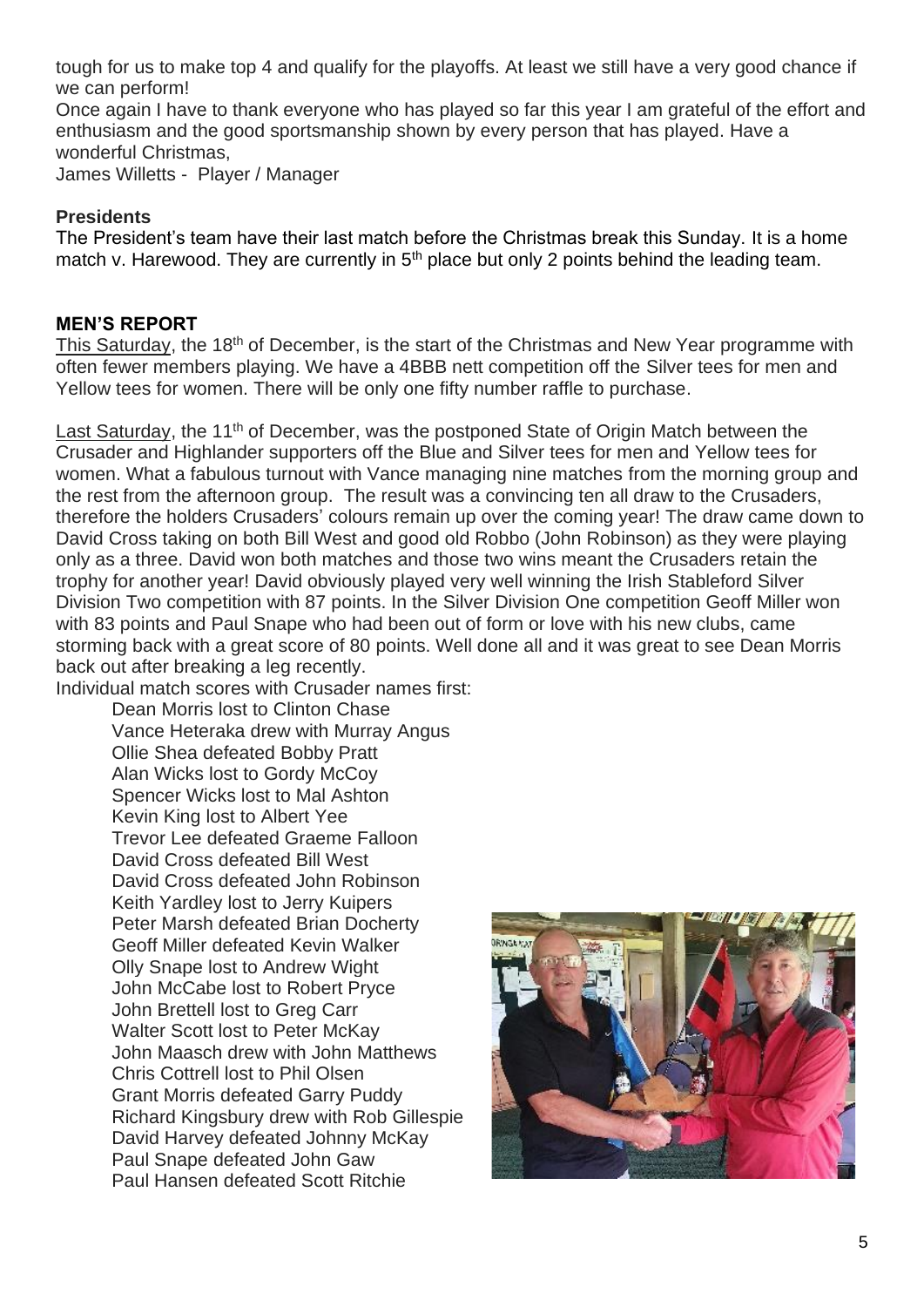tough for us to make top 4 and qualify for the playoffs. At least we still have a very good chance if we can perform!

Once again I have to thank everyone who has played so far this year I am grateful of the effort and enthusiasm and the good sportsmanship shown by every person that has played. Have a wonderful Christmas,

James Willetts - Player / Manager

**Presidents**

The President's team have their last match before the Christmas break this Sunday. It is a home match v. Harewood. They are currently in 5th place but only 2 points behind the leading team.

## MEN'S REPORT

This Saturday, the 18th of December, is the start of the Christmas and New Year programme with often fewer members playing. We have a 4BBB nett competition off the Silver tees for men and Yellow tees for women. There will be only one fifty number raffle to purchase.

Last Saturday, the 11th of December, was the postponed State of Origin Match between the Crusader and Highlander supporters off the Blue and Silver tees for men and Yellow tees for women. What a fabulous turnout with Vance managing nine matches from the morning group and the rest from the afternoon group. The result was a convincing ten all draw to the Crusaders, therefore the holders Crusaders' colours remain up over the coming year! The draw came down to David Cross taking on both Bill West and good old Robbo (John Robinson) as they were playing only as a three. David won both matches and those two wins meant the Crusaders retain the trophy for another year! David obviously played very well winning the Irish Stableford Silver Division Two competition with 87 points. In the Silver Division One competition Geoff Miller won with 83 points and Paul Snape who had been out of form or love with his new clubs, came storming back with a great score of 80 points. Well done all and it was great to see Dean Morris back out after breaking a leg recently.

Individual match scores with Crusader names first:

- Dean Morris lost to Clinton Chase
- Vance Heteraka drew with Murray Angus
- Ollie Shea defeated Bobby Pratt
- Alan Wicks lost to Gordy McCoy
- Spencer Wicks lost to Mal Ashton
- Kevin King lost to Albert Yee
- Trevor Lee defeated Graeme Falloon
- David Cross defeated Bill West
- David Cross defeated John Robinson
- Keith Yardley lost to Jerry Kuipers
- Peter Marsh defeated Brian Docherty
- Geoff Miller defeated Kevin Walker
- Olly Snape lost to Andrew Wight
- John McCabe lost to Robert Pryce
- John Brettell lost to Greg Carr
- Walter Scott lost to Peter McKay
- John Maasch drew with John Matthews
- Chris Cottrell lost to Phil Olsen
- Grant Morris defeated Garry Puddy
- Richard Kingsbury drew with Rob Gillespie
- David Harvey defeated Johnny McKay
- Paul Snape defeated John Gaw
- Paul Hansen defeated Scott Ritchie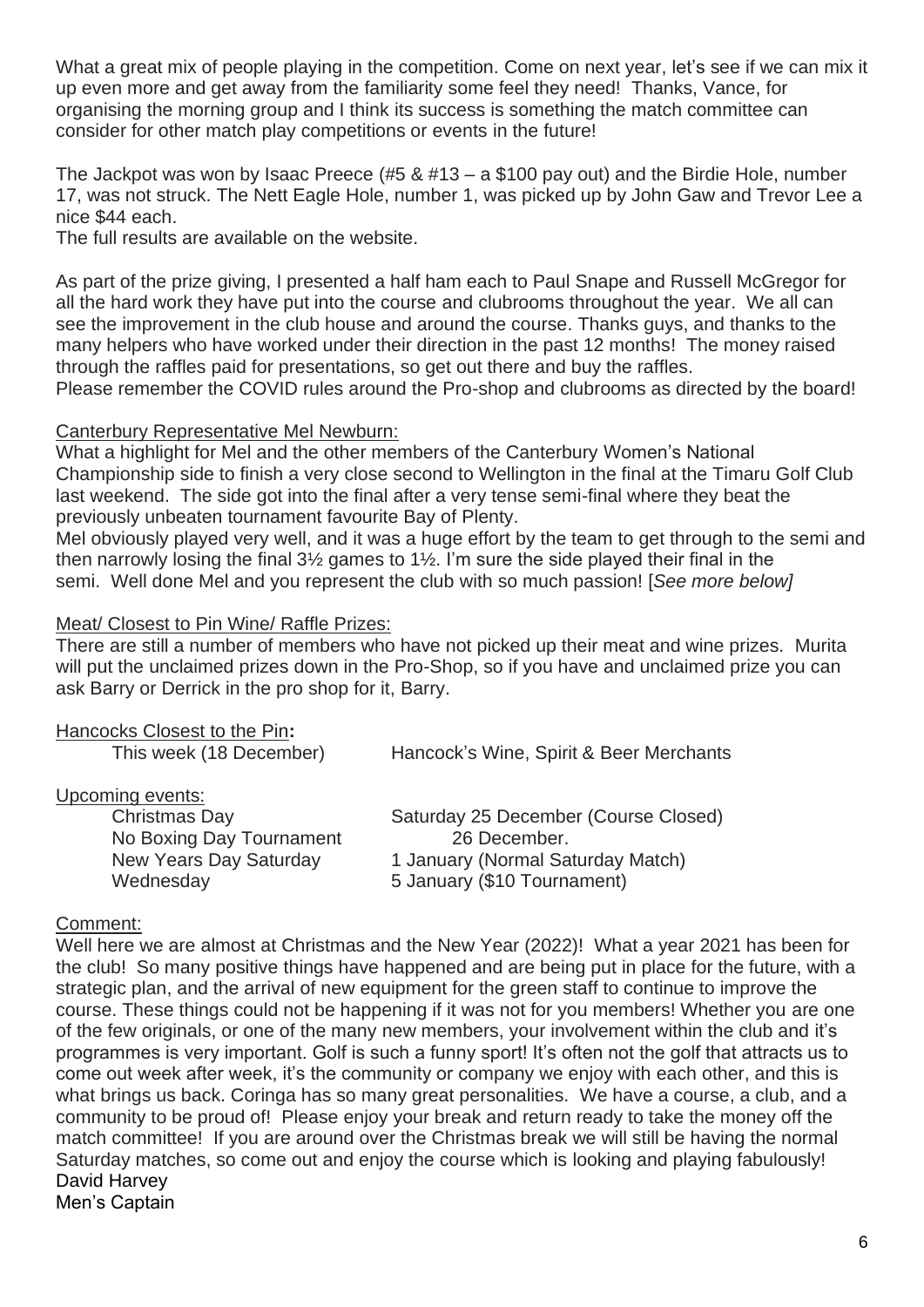What a great mix of people playing in the competition. Come on next year, let's see if we can mix it up even more and get away from the familiarity some feel they need! Thanks, Vance, for organising the morning group and I think its success is something the match committee can consider for other match play competitions or events in the future!

The Jackpot was won by Isaac Preece (#5 & #13 – a $100 pay out) and the Birdie Hole, number 17, was not struck. The Nett Eagle Hole, number 1, was picked up by John Gaw and Trevor Lee a nice $44 each.
The full results are available on the website.

As part of the prize giving, I presented a half ham each to Paul Snape and Russell McGregor for all the hard work they have put into the course and clubrooms throughout the year. We all can see the improvement in the club house and around the course. Thanks guys, and thanks to the many helpers who have worked under their direction in the past 12 months! The money raised through the raffles paid for presentations, so get out there and buy the raffles.
Please remember the COVID rules around the Pro-shop and clubrooms as directed by the board!

Canterbury Representative Mel Newburn:

What a highlight for Mel and the other members of the Canterbury Women's National Championship side to finish a very close second to Wellington in the final at the Timaru Golf Club last weekend. The side got into the final after a very tense semi-final where they beat the previously unbeaten tournament favourite Bay of Plenty.
Mel obviously played very well, and it was a huge effort by the team to get through to the semi and then narrowly losing the final 3½ games to 1½. I'm sure the side played their final in the semi. Well done Mel and you represent the club with so much passion! [*See more below]*

Meat/ Closest to Pin Wine/ Raffle Prizes:

There are still a number of members who have not picked up their meat and wine prizes. Murita will put the unclaimed prizes down in the Pro-Shop, so if you have and unclaimed prize you can ask Barry or Derrick in the pro shop for it, Barry.

Hancocks Closest to the Pin**:**

| | |
|---|---|
| This week (18 December) | Hancock's Wine, Spirit & Beer Merchants |

Upcoming events:

| | |
|---|---|
| Christmas Day | Saturday 25 December (Course Closed) |
| No Boxing Day Tournament | 26 December. |
| New Years Day Saturday | 1 January (Normal Saturday Match) |
| Wednesday | 5 January ($10 Tournament) |

Comment:

Well here we are almost at Christmas and the New Year (2022)! What a year 2021 has been for the club! So many positive things have happened and are being put in place for the future, with a strategic plan, and the arrival of new equipment for the green staff to continue to improve the course. These things could not be happening if it was not for you members! Whether you are one of the few originals, or one of the many new members, your involvement within the club and it's programmes is very important. Golf is such a funny sport! It's often not the golf that attracts us to come out week after week, it's the community or company we enjoy with each other, and this is what brings us back. Coringa has so many great personalities. We have a course, a club, and a community to be proud of! Please enjoy your break and return ready to take the money off the match committee! If you are around over the Christmas break we will still be having the normal Saturday matches, so come out and enjoy the course which is looking and playing fabulously!
David Harvey
Men's Captain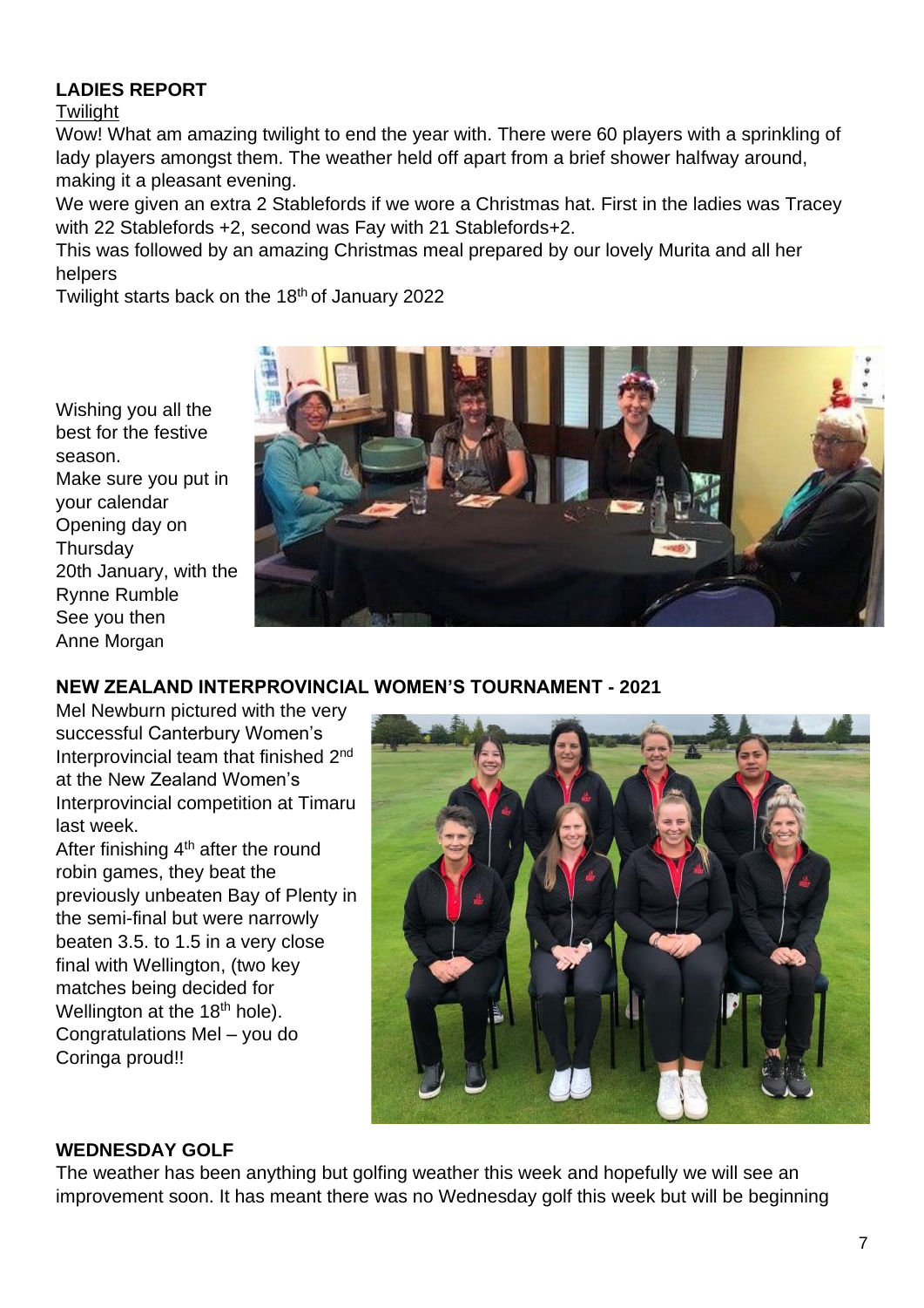## LADIES REPORT

Twilight

Wow! What am amazing twilight to end the year with. There were 60 players with a sprinkling of lady players amongst them. The weather held off apart from a brief shower halfway around, making it a pleasant evening.

We were given an extra 2 Stablefords if we wore a Christmas hat. First in the ladies was Tracey with 22 Stablefords +2, second was Fay with 21 Stablefords+2.

This was followed by an amazing Christmas meal prepared by our lovely Murita and all her helpers

Twilight starts back on the 18th of January 2022

Wishing you all the best for the festive season.
Make sure you put in your calendar
Opening day on Thursday
20th January, with the Rynne Rumble
See you then
Anne Morgan

## NEW ZEALAND INTERPROVINCIAL WOMEN'S TOURNAMENT - 2021

Mel Newburn pictured with the very successful Canterbury Women's Interprovincial team that finished 2nd at the New Zealand Women's Interprovincial competition at Timaru last week.

After finishing 4th after the round robin games, they beat the previously unbeaten Bay of Plenty in the semi-final but were narrowly beaten 3.5. to 1.5 in a very close final with Wellington, (two key matches being decided for Wellington at the 18th hole).

Congratulations Mel – you do Coringa proud!!

## WEDNESDAY GOLF

The weather has been anything but golfing weather this week and hopefully we will see an improvement soon. It has meant there was no Wednesday golf this week but will be beginning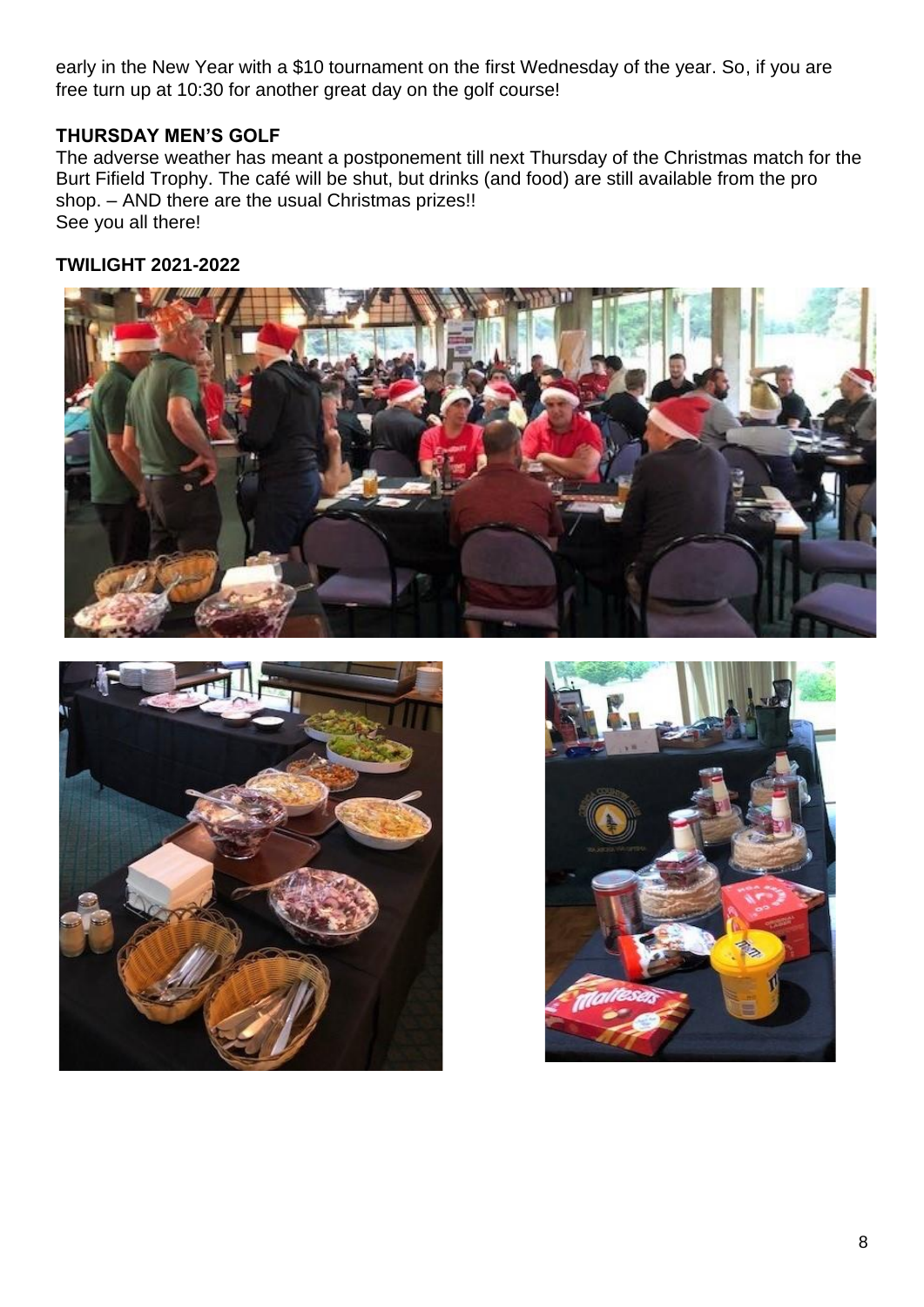early in the New Year with a $10 tournament on the first Wednesday of the year. So, if you are free turn up at 10:30 for another great day on the golf course!

**THURSDAY MEN'S GOLF**

The adverse weather has meant a postponement till next Thursday of the Christmas match for the Burt Fifield Trophy. The café will be shut, but drinks (and food) are still available from the pro shop. – AND there are the usual Christmas prizes!!
See you all there!

**TWILIGHT 2021-2022**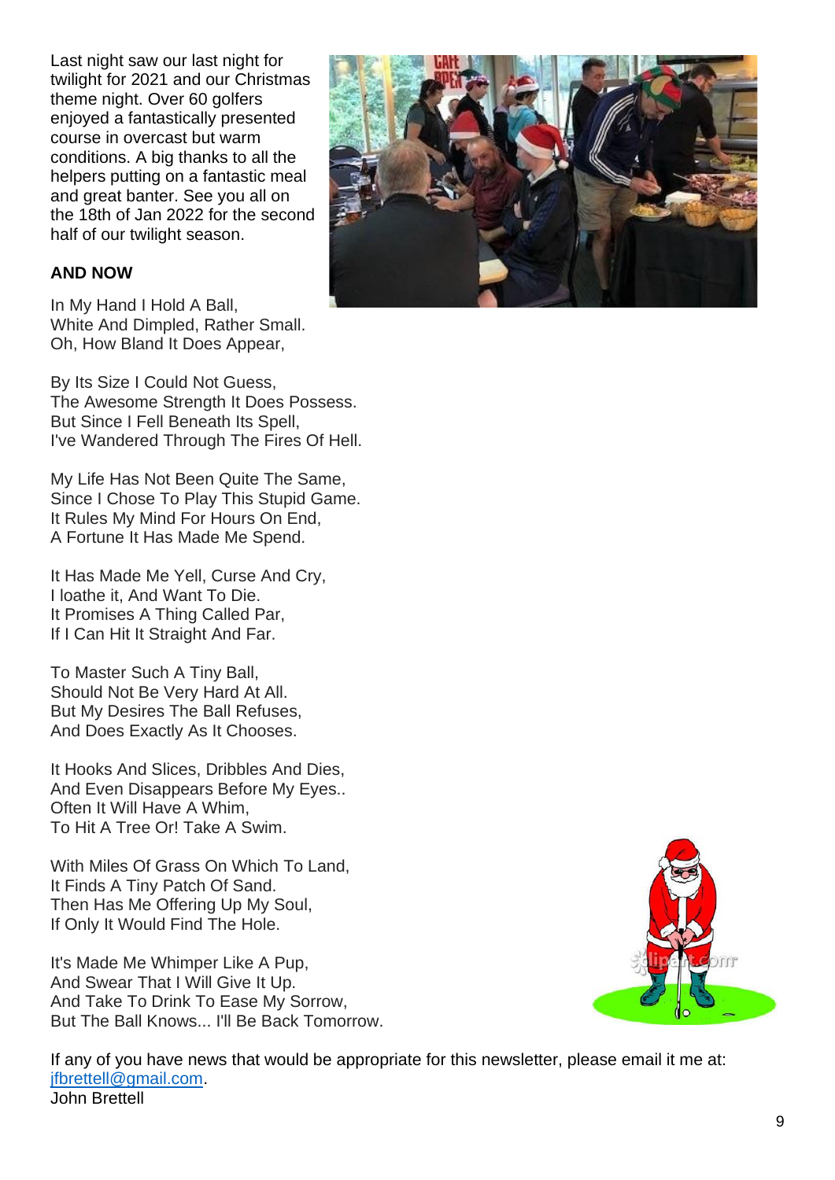Last night saw our last night for twilight for 2021 and our Christmas theme night. Over 60 golfers enjoyed a fantastically presented course in overcast but warm conditions. A big thanks to all the helpers putting on a fantastic meal and great banter. See you all on the 18th of Jan 2022 for the second half of our twilight season.

**AND NOW**

In My Hand I Hold A Ball,
White And Dimpled, Rather Small.
Oh, How Bland It Does Appear,

By Its Size I Could Not Guess,
The Awesome Strength It Does Possess.
But Since I Fell Beneath Its Spell,
I've Wandered Through The Fires Of Hell.

My Life Has Not Been Quite The Same,
Since I Chose To Play This Stupid Game.
It Rules My Mind For Hours On End,
A Fortune It Has Made Me Spend.

It Has Made Me Yell, Curse And Cry,
I loathe it, And Want To Die.
It Promises A Thing Called Par,
If I Can Hit It Straight And Far.

To Master Such A Tiny Ball,
Should Not Be Very Hard At All.
But My Desires The Ball Refuses,
And Does Exactly As It Chooses.

It Hooks And Slices, Dribbles And Dies,
And Even Disappears Before My Eyes..
Often It Will Have A Whim,
To Hit A Tree Or! Take A Swim.

With Miles Of Grass On Which To Land,
It Finds A Tiny Patch Of Sand.
Then Has Me Offering Up My Soul,
If Only It Would Find The Hole.

It's Made Me Whimper Like A Pup,
And Swear That I Will Give It Up.
And Take To Drink To Ease My Sorrow,
But The Ball Knows... I'll Be Back Tomorrow.

If any of you have news that would be appropriate for this newsletter, please email it me at: jfbrettell@gmail.com.
John Brettell